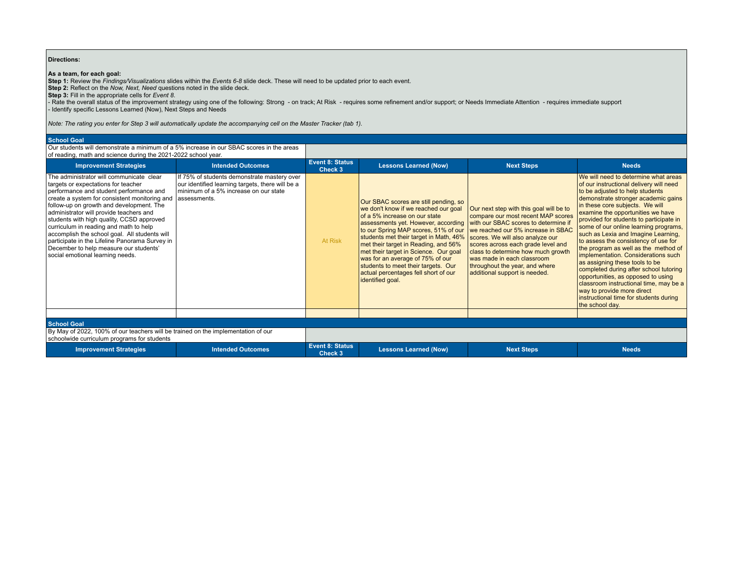**Directions:**

**As a team, for each goal:**
**Step 1:** Review the *Findings/Visualizations* slides within the *Events 6-8* slide deck. These will need to be updated prior to each event.
**Step 2:** Reflect on the *Now, Next, Need* questions noted in the slide deck.
**Step 3:** Fill in the appropriate cells for *Event 8*.
- Rate the overall status of the improvement strategy using one of the following: Strong - on track; At Risk - requires some refinement and/or support; or Needs Immediate Attention - requires immediate support
- Identify specific Lessons Learned (Now), Next Steps and Needs

*Note: The rating you enter for Step 3 will automatically update the accompanying cell on the Master Tracker (tab 1).*

**School Goal**

Our students will demonstrate a minimum of a 5% increase in our SBAC scores in the areas of reading, math and science during the 2021-2022 school year.

| Improvement Strategies | Intended Outcomes | Event 8: Status Check 3 | Lessons Learned (Now) | Next Steps | Needs |
|---|---|---|---|---|---|
| The administrator will communicate clear targets or expectations for teacher performance and student performance and create a system for consistent monitoring and follow-up on growth and development. The administrator will provide teachers and students with high quality, CCSD approved curriculum in reading and math to help accomplish the school goal. All students will participate in the Lifeline Panorama Survey in December to help measure our students' social emotional learning needs. | If 75% of students demonstrate mastery over our identified learning targets, there will be a minimum of a 5% increase on our state assessments. | At Risk | Our SBAC scores are still pending, so we don't know if we reached our goal of a 5% increase on our state assessments yet. However, according to our Spring MAP scores, 51% of our students met their target in Math, 46% met their target in Reading, and 56% met their target in Science. Our goal was for an average of 75% of our students to meet their targets. Our actual percentages fell short of our identified goal. | Our next step with this goal will be to compare our most recent MAP scores with our SBAC scores to determine if we reached our 5% increase in SBAC scores. We will also analyze our scores across each grade level and class to determine how much growth was made in each classroom throughout the year, and where additional support is needed. | We will need to determine what areas of our instructional delivery will need to be adjusted to help students demonstrate stronger academic gains in these core subjects. We will examine the opportunities we have provided for students to participate in some of our online learning programs, such as Lexia and Imagine Learning, to assess the consistency of use for the program as well as the method of implementation. Considerations such as assigning these tools to be completed during after school tutoring opportunities, as opposed to using classroom instructional time, may be a way to provide more direct instructional time for students during the school day. |
| | | | | | |

**School Goal**

By May of 2022, 100% of our teachers will be trained on the implementation of our schoolwide curriculum programs for students

| Improvement Strategies | Intended Outcomes | Event 8: Status Check 3 | Lessons Learned (Now) | Next Steps | Needs |
|---|---|---|---|---|---|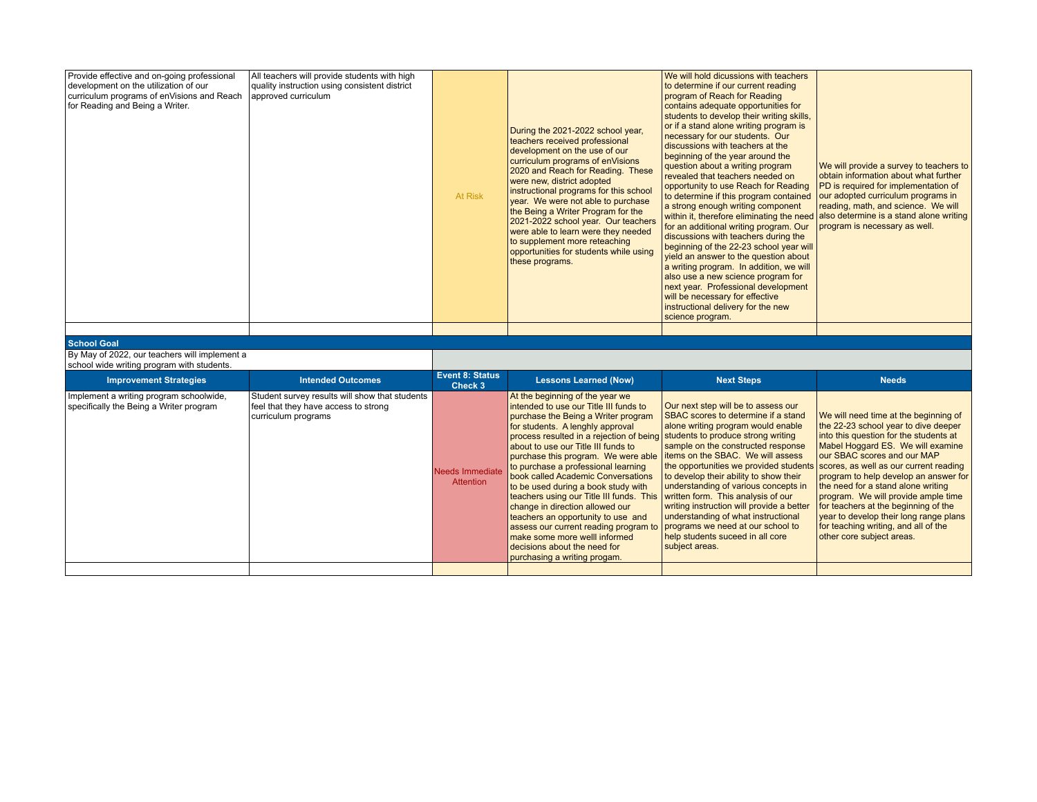| | | | | | |
|---|---|---|---|---|---|
| Provide effective and on-going professional development on the utilization of our curriculum programs of enVisions and Reach for Reading and Being a Writer. | All teachers will provide students with high quality instruction using consistent district approved curriculum | At Risk | During the 2021-2022 school year, teachers received professional development on the use of our curriculum programs of enVisions 2020 and Reach for Reading. These were new, district adopted instructional programs for this school year. We were not able to purchase the Being a Writer Program for the 2021-2022 school year. Our teachers were able to learn were they needed to supplement more reteaching opportunities for students while using these programs. | We will hold dicussions with teachers to determine if our current reading program of Reach for Reading contains adequate opportunities for students to develop their writing skills, or if a stand alone writing program is necessary for our students. Our discussions with teachers at the beginning of the year around the question about a writing program revealed that teachers needed on opportunity to use Reach for Reading to determine if this program contained a strong enough writing component within it, therefore eliminating the need for an additional writing program. Our discussions with teachers during the beginning of the 22-23 school year will yield an answer to the question about a writing program. In addition, we will also use a new science program for next year. Professional development will be necessary for effective instructional delivery for the new science program. | We will provide a survey to teachers to obtain information about what further PD is required for implementation of our adopted curriculum programs in reading, math, and science. We will also determine is a stand alone writing program is necessary as well. |
| | | | | | |

| School Goal | | | | | |
|---|---|---|---|---|---|
| By May of 2022, our teachers will implement a school wide writing program with students. | | | | | |
| **Improvement Strategies** | **Intended Outcomes** | **Event 8: Status Check 3** | **Lessons Learned (Now)** | **Next Steps** | **Needs** |
| Implement a writing program schoolwide, specifically the Being a Writer program | Student survey results will show that students feel that they have access to strong curriculum programs | Needs Immediate Attention | At the beginning of the year we intended to use our Title III funds to purchase the Being a Writer program for students. A lenghtly approval process resulted in a rejection of being about to use our Title III funds to purchase this program. We were able to purchase a professional learning book called Academic Conversations to be used during a book study with teachers using our Title III funds. This change in direction allowed our teachers an opportunity to use and assess our current reading program to make some more welll informed decisions about the need for purchasing a writing progam. | Our next step will be to assess our SBAC scores to determine if a stand alone writing program would enable students to produce strong writing sample on the constructed response items on the SBAC. We will assess the opportunities we provided students to develop their ability to show their understanding of various concepts in written form. This analysis of our writing instruction will provide a better understanding of what instructional programs we need at our school to help students suceed in all core subject areas. | We will need time at the beginning of the 22-23 school year to dive deeper into this question for the students at Mabel Hoggard ES. We will examine our SBAC scores and our MAP scores, as well as our current reading program to help develop an answer for the need for a stand alone writing program. We will provide ample time for teachers at the beginning of the year to develop their long range plans for teaching writing, and all of the other core subject areas. |
| | | | | | |